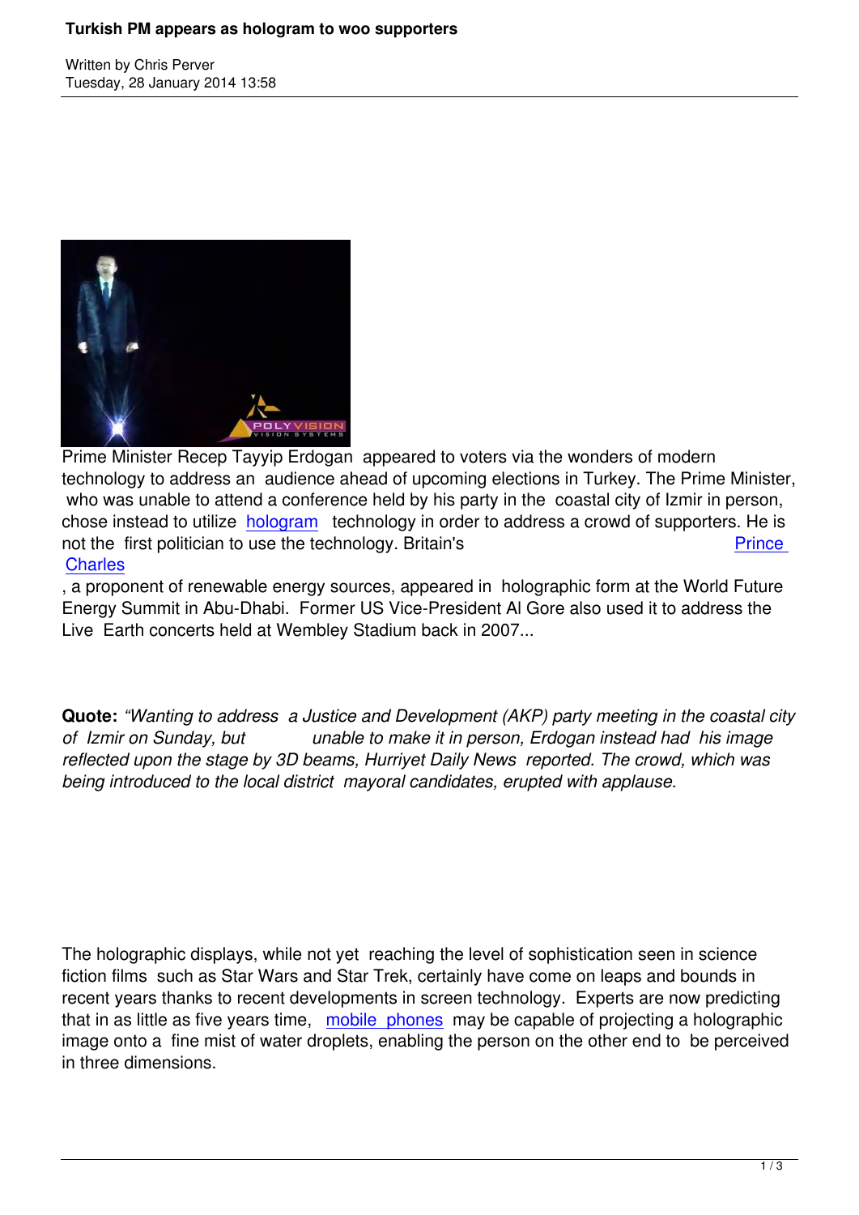# Turkish PM appears as hologram to woo supporters

Written by Chris Perver
Tuesday, 28 January 2014 13:58

Prime Minister Recep Tayyip Erdogan appeared to voters via the wonders of modern technology to address an audience ahead of upcoming elections in Turkey. The Prime Minister, who was unable to attend a conference held by his party in the coastal city of Izmir in person, chose instead to utilize hologram technology in order to address a crowd of supporters. He is not the first politician to use the technology. Britain's Prince Charles, a proponent of renewable energy sources, appeared in holographic form at the World Future Energy Summit in Abu-Dhabi. Former US Vice-President Al Gore also used it to address the Live Earth concerts held at Wembley Stadium back in 2007...

**Quote:** *"Wanting to address a Justice and Development (AKP) party meeting in the coastal city of Izmir on Sunday, but unable to make it in person, Erdogan instead had his image reflected upon the stage by 3D beams, Hurriyet Daily News reported. The crowd, which was being introduced to the local district mayoral candidates, erupted with applause.*

The holographic displays, while not yet reaching the level of sophistication seen in science fiction films such as Star Wars and Star Trek, certainly have come on leaps and bounds in recent years thanks to recent developments in screen technology. Experts are now predicting that in as little as five years time, mobile phones may be capable of projecting a holographic image onto a fine mist of water droplets, enabling the person on the other end to be perceived in three dimensions.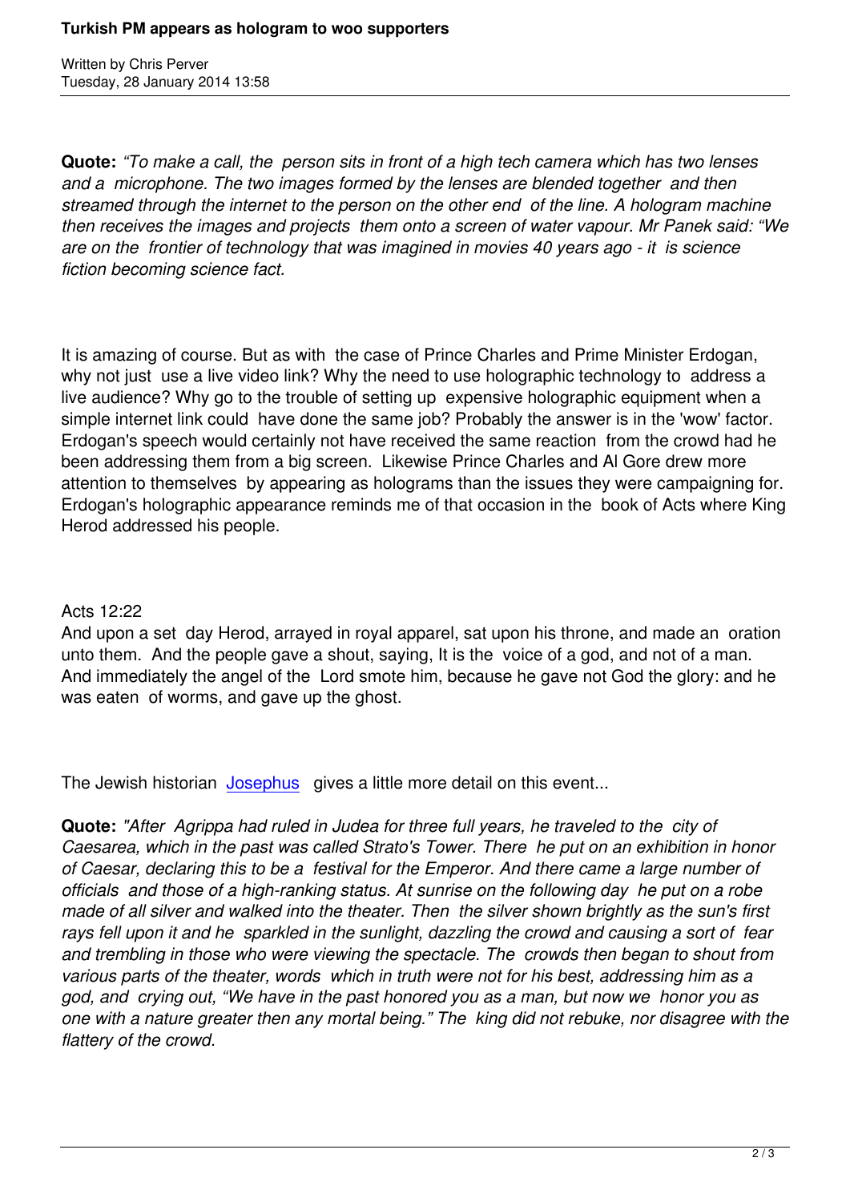**Quote:** *"To make a call, the person sits in front of a high tech camera which has two lenses and a microphone. The two images formed by the lenses are blended together and then streamed through the internet to the person on the other end of the line. A hologram machine then receives the images and projects them onto a screen of water vapour. Mr Panek said: "We are on the frontier of technology that was imagined in movies 40 years ago - it is science fiction becoming science fact.*

It is amazing of course. But as with the case of Prince Charles and Prime Minister Erdogan, why not just use a live video link? Why the need to use holographic technology to address a live audience? Why go to the trouble of setting up expensive holographic equipment when a simple internet link could have done the same job? Probably the answer is in the 'wow' factor. Erdogan's speech would certainly not have received the same reaction from the crowd had he been addressing them from a big screen. Likewise Prince Charles and Al Gore drew more attention to themselves by appearing as holograms than the issues they were campaigning for. Erdogan's holographic appearance reminds me of that occasion in the book of Acts where King Herod addressed his people.

Acts 12:22
And upon a set day Herod, arrayed in royal apparel, sat upon his throne, and made an oration unto them. And the people gave a shout, saying, It is the voice of a god, and not of a man. And immediately the angel of the Lord smote him, because he gave not God the glory: and he was eaten of worms, and gave up the ghost.

The Jewish historian Josephus gives a little more detail on this event...

**Quote:** *"After Agrippa had ruled in Judea for three full years, he traveled to the city of Caesarea, which in the past was called Strato's Tower. There he put on an exhibition in honor of Caesar, declaring this to be a festival for the Emperor. And there came a large number of officials and those of a high-ranking status. At sunrise on the following day he put on a robe made of all silver and walked into the theater. Then the silver shown brightly as the sun's first rays fell upon it and he sparkled in the sunlight, dazzling the crowd and causing a sort of fear and trembling in those who were viewing the spectacle. The crowds then began to shout from various parts of the theater, words which in truth were not for his best, addressing him as a god, and crying out, "We have in the past honored you as a man, but now we honor you as one with a nature greater then any mortal being." The king did not rebuke, nor disagree with the flattery of the crowd.*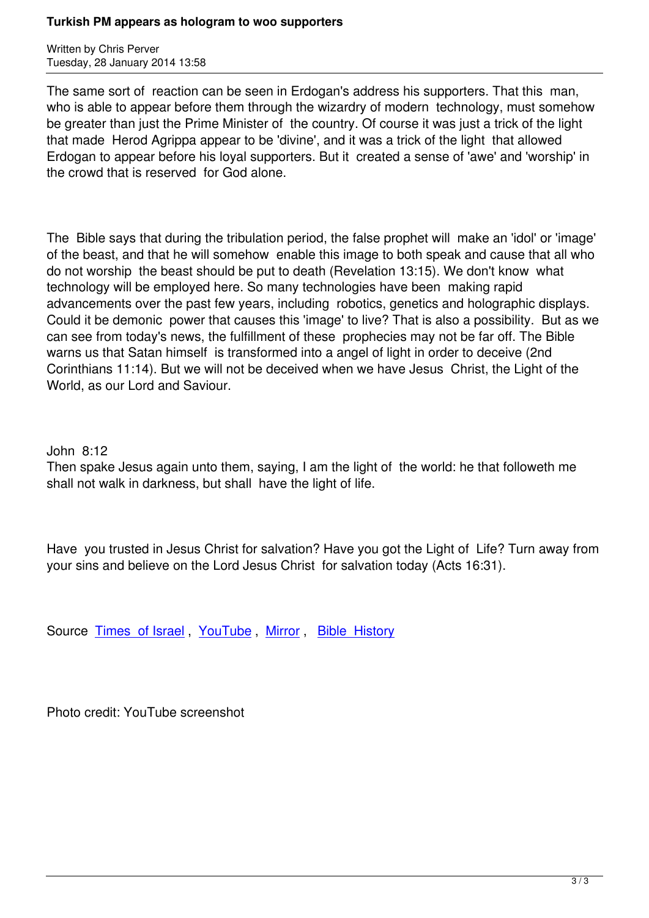The same sort of reaction can be seen in Erdogan's address his supporters. That this man, who is able to appear before them through the wizardry of modern technology, must somehow be greater than just the Prime Minister of the country. Of course it was just a trick of the light that made Herod Agrippa appear to be 'divine', and it was a trick of the light that allowed Erdogan to appear before his loyal supporters. But it created a sense of 'awe' and 'worship' in the crowd that is reserved for God alone.

The Bible says that during the tribulation period, the false prophet will make an 'idol' or 'image' of the beast, and that he will somehow enable this image to both speak and cause that all who do not worship the beast should be put to death (Revelation 13:15). We don't know what technology will be employed here. So many technologies have been making rapid advancements over the past few years, including robotics, genetics and holographic displays. Could it be demonic power that causes this 'image' to live? That is also a possibility. But as we can see from today's news, the fulfillment of these prophecies may not be far off. The Bible warns us that Satan himself is transformed into a angel of light in order to deceive (2nd Corinthians 11:14). But we will not be deceived when we have Jesus Christ, the Light of the World, as our Lord and Saviour.

John 8:12
Then spake Jesus again unto them, saying, I am the light of the world: he that followeth me shall not walk in darkness, but shall have the light of life.

Have you trusted in Jesus Christ for salvation? Have you got the Light of Life? Turn away from your sins and believe on the Lord Jesus Christ for salvation today (Acts 16:31).

Source Times of Israel , YouTube , Mirror , Bible History

Photo credit: YouTube screenshot